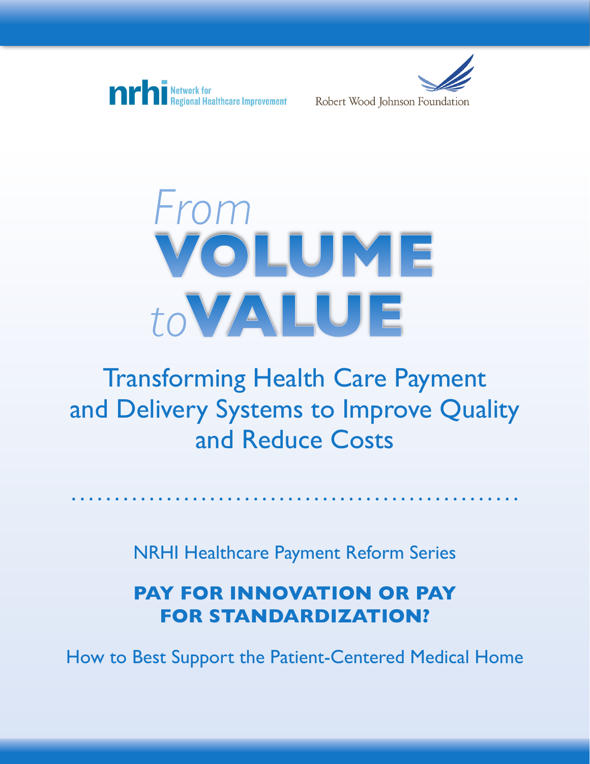nrhi Network for Regional Healthcare Improvement

Robert Wood Johnson Foundation

# *From* VOLUME *to* VALUE

## Transforming Health Care Payment and Delivery Systems to Improve Quality and Reduce Costs

NRHI Healthcare Payment Reform Series

**PAY FOR INNOVATION OR PAY FOR STANDARDIZATION?**

How to Best Support the Patient-Centered Medical Home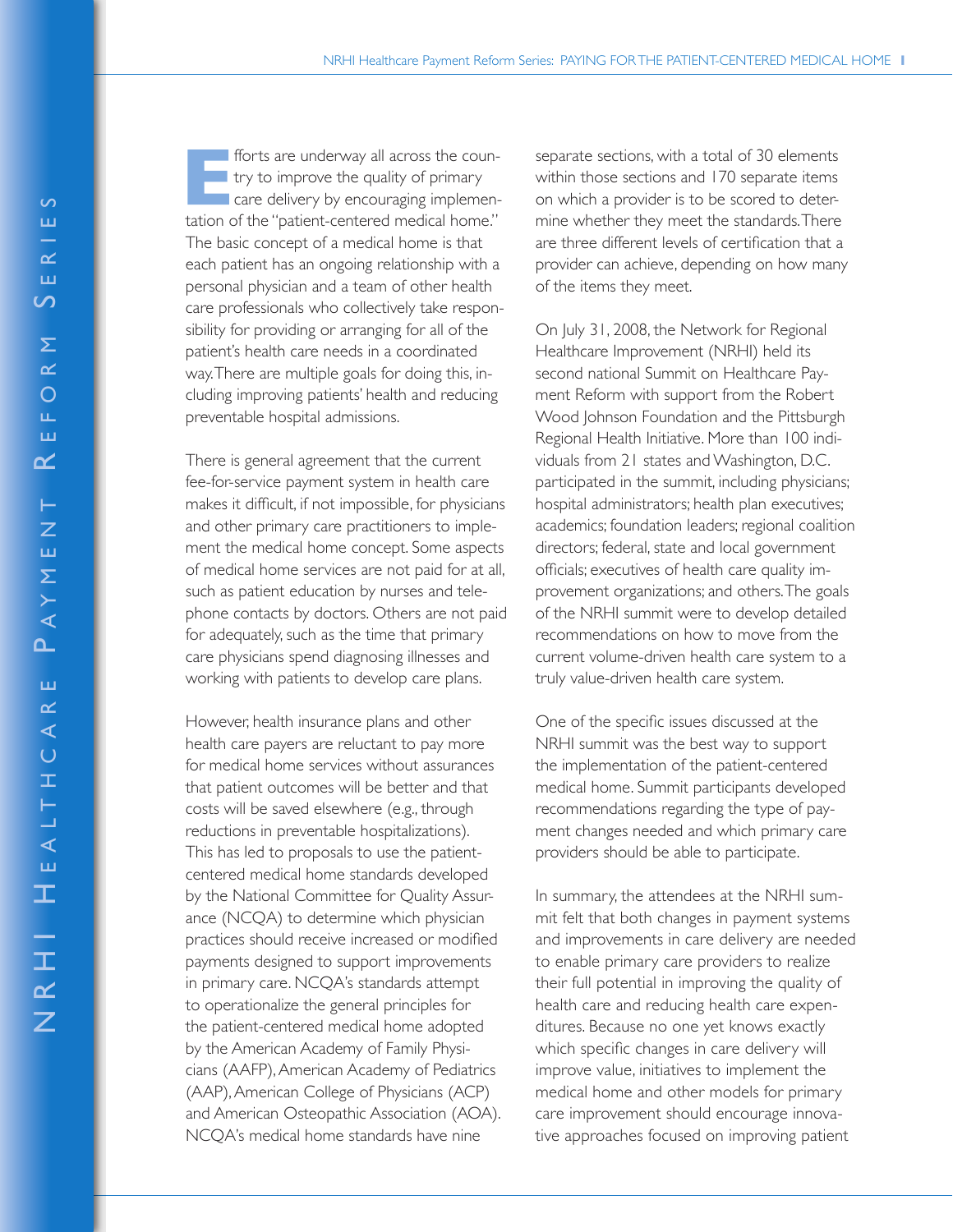Efforts are underway all across the country to improve the quality of primary care delivery by encouraging implementation of the "patient-centered medical home." The basic concept of a medical home is that each patient has an ongoing relationship with a personal physician and a team of other health care professionals who collectively take responsibility for providing or arranging for all of the patient's health care needs in a coordinated way. There are multiple goals for doing this, including improving patients' health and reducing preventable hospital admissions.

There is general agreement that the current fee-for-service payment system in health care makes it difficult, if not impossible, for physicians and other primary care practitioners to implement the medical home concept. Some aspects of medical home services are not paid for at all, such as patient education by nurses and telephone contacts by doctors. Others are not paid for adequately, such as the time that primary care physicians spend diagnosing illnesses and working with patients to develop care plans.

However, health insurance plans and other health care payers are reluctant to pay more for medical home services without assurances that patient outcomes will be better and that costs will be saved elsewhere (e.g., through reductions in preventable hospitalizations). This has led to proposals to use the patient-centered medical home standards developed by the National Committee for Quality Assurance (NCQA) to determine which physician practices should receive increased or modified payments designed to support improvements in primary care. NCQA's standards attempt to operationalize the general principles for the patient-centered medical home adopted by the American Academy of Family Physicians (AAFP), American Academy of Pediatrics (AAP), American College of Physicians (ACP) and American Osteopathic Association (AOA). NCQA's medical home standards have nine separate sections, with a total of 30 elements within those sections and 170 separate items on which a provider is to be scored to determine whether they meet the standards. There are three different levels of certification that a provider can achieve, depending on how many of the items they meet.

On July 31, 2008, the Network for Regional Healthcare Improvement (NRHI) held its second national Summit on Healthcare Payment Reform with support from the Robert Wood Johnson Foundation and the Pittsburgh Regional Health Initiative. More than 100 individuals from 21 states and Washington, D.C. participated in the summit, including physicians; hospital administrators; health plan executives; academics; foundation leaders; regional coalition directors; federal, state and local government officials; executives of health care quality improvement organizations; and others. The goals of the NRHI summit were to develop detailed recommendations on how to move from the current volume-driven health care system to a truly value-driven health care system.

One of the specific issues discussed at the NRHI summit was the best way to support the implementation of the patient-centered medical home. Summit participants developed recommendations regarding the type of payment changes needed and which primary care providers should be able to participate.

In summary, the attendees at the NRHI summit felt that both changes in payment systems and improvements in care delivery are needed to enable primary care providers to realize their full potential in improving the quality of health care and reducing health care expenditures. Because no one yet knows exactly which specific changes in care delivery will improve value, initiatives to implement the medical home and other models for primary care improvement should encourage innovative approaches focused on improving patient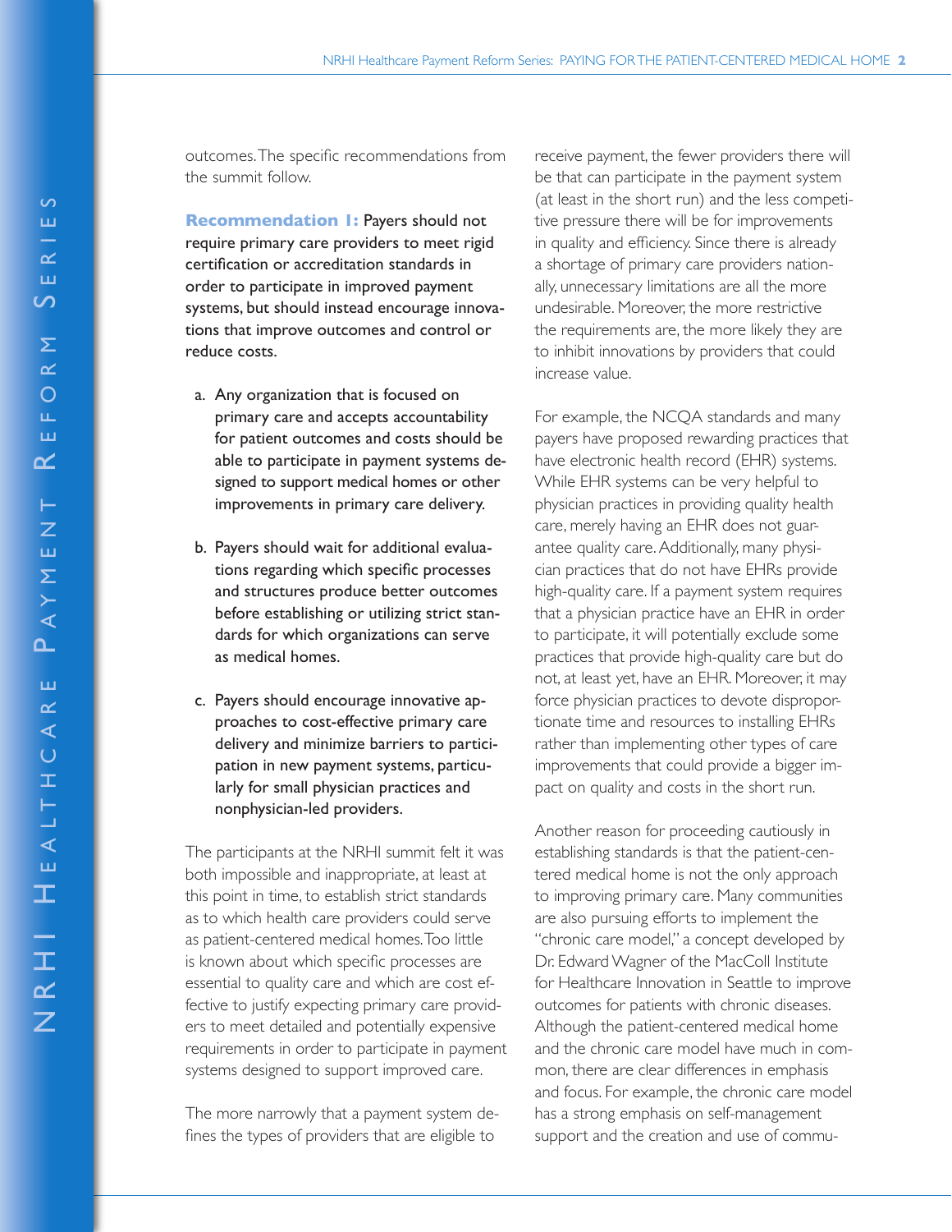outcomes. The specific recommendations from the summit follow.

**Recommendation 1: Payers should not require primary care providers to meet rigid certification or accreditation standards in order to participate in improved payment systems, but should instead encourage innovations that improve outcomes and control or reduce costs.**

a. Any organization that is focused on primary care and accepts accountability for patient outcomes and costs should be able to participate in payment systems designed to support medical homes or other improvements in primary care delivery.

b. Payers should wait for additional evaluations regarding which specific processes and structures produce better outcomes before establishing or utilizing strict standards for which organizations can serve as medical homes.

c. Payers should encourage innovative approaches to cost-effective primary care delivery and minimize barriers to participation in new payment systems, particularly for small physician practices and nonphysician-led providers.

The participants at the NRHI summit felt it was both impossible and inappropriate, at least at this point in time, to establish strict standards as to which health care providers could serve as patient-centered medical homes. Too little is known about which specific processes are essential to quality care and which are cost effective to justify expecting primary care providers to meet detailed and potentially expensive requirements in order to participate in payment systems designed to support improved care.

The more narrowly that a payment system defines the types of providers that are eligible to receive payment, the fewer providers there will be that can participate in the payment system (at least in the short run) and the less competitive pressure there will be for improvements in quality and efficiency. Since there is already a shortage of primary care providers nationally, unnecessary limitations are all the more undesirable. Moreover, the more restrictive the requirements are, the more likely they are to inhibit innovations by providers that could increase value.

For example, the NCQA standards and many payers have proposed rewarding practices that have electronic health record (EHR) systems. While EHR systems can be very helpful to physician practices in providing quality health care, merely having an EHR does not guarantee quality care. Additionally, many physician practices that do not have EHRs provide high-quality care. If a payment system requires that a physician practice have an EHR in order to participate, it will potentially exclude some practices that provide high-quality care but do not, at least yet, have an EHR. Moreover, it may force physician practices to devote disproportionate time and resources to installing EHRs rather than implementing other types of care improvements that could provide a bigger impact on quality and costs in the short run.

Another reason for proceeding cautiously in establishing standards is that the patient-centered medical home is not the only approach to improving primary care. Many communities are also pursuing efforts to implement the "chronic care model," a concept developed by Dr. Edward Wagner of the MacColl Institute for Healthcare Innovation in Seattle to improve outcomes for patients with chronic diseases. Although the patient-centered medical home and the chronic care model have much in common, there are clear differences in emphasis and focus. For example, the chronic care model has a strong emphasis on self-management support and the creation and use of commu-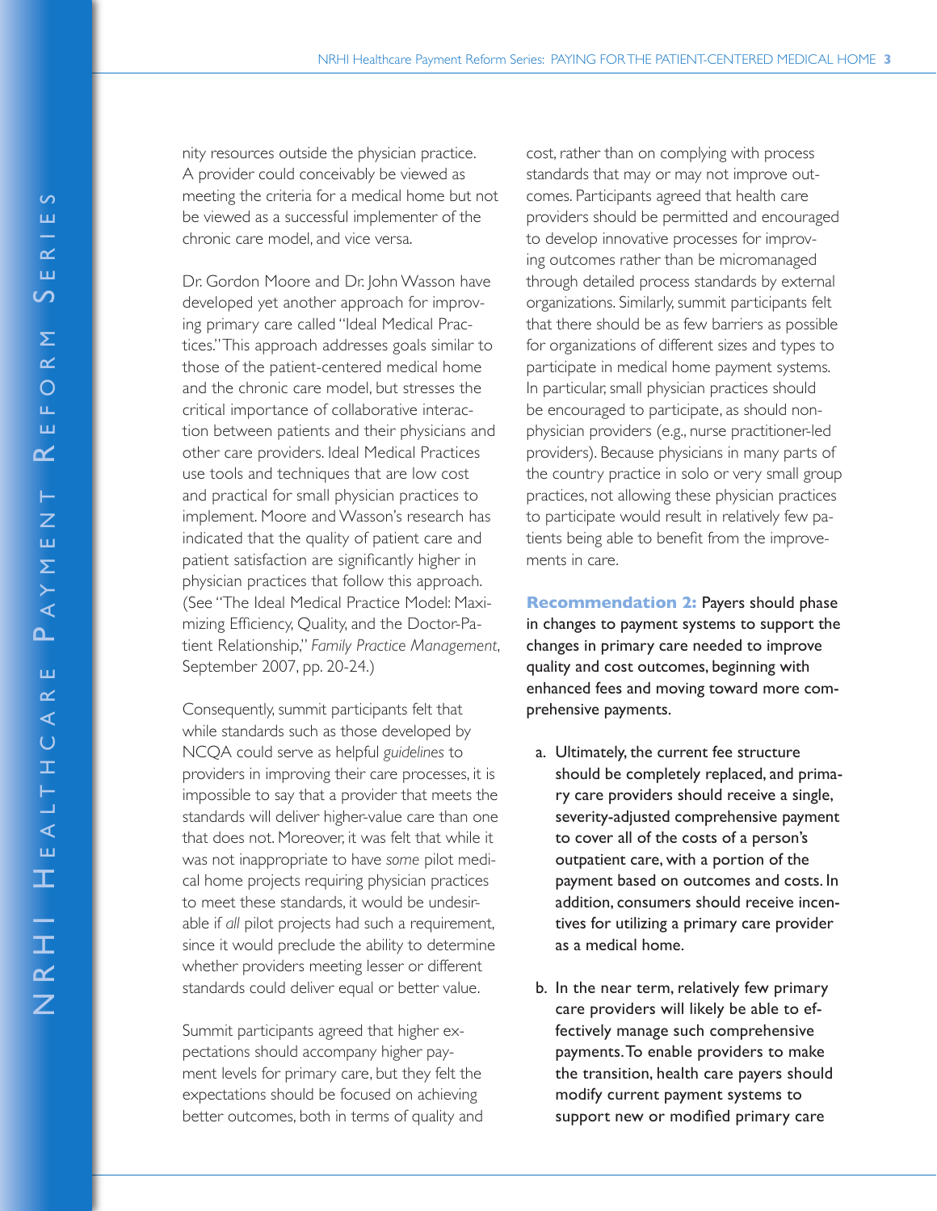nity resources outside the physician practice. A provider could conceivably be viewed as meeting the criteria for a medical home but not be viewed as a successful implementer of the chronic care model, and vice versa.

Dr. Gordon Moore and Dr. John Wasson have developed yet another approach for improving primary care called "Ideal Medical Practices." This approach addresses goals similar to those of the patient-centered medical home and the chronic care model, but stresses the critical importance of collaborative interaction between patients and their physicians and other care providers. Ideal Medical Practices use tools and techniques that are low cost and practical for small physician practices to implement. Moore and Wasson's research has indicated that the quality of patient care and patient satisfaction are significantly higher in physician practices that follow this approach. (See "The Ideal Medical Practice Model: Maximizing Efficiency, Quality, and the Doctor-Patient Relationship," *Family Practice Management*, September 2007, pp. 20-24.)

Consequently, summit participants felt that while standards such as those developed by NCQA could serve as helpful *guidelines* to providers in improving their care processes, it is impossible to say that a provider that meets the standards will deliver higher-value care than one that does not. Moreover, it was felt that while it was not inappropriate to have *some* pilot medical home projects requiring physician practices to meet these standards, it would be undesirable if *all* pilot projects had such a requirement, since it would preclude the ability to determine whether providers meeting lesser or different standards could deliver equal or better value.

Summit participants agreed that higher expectations should accompany higher payment levels for primary care, but they felt the expectations should be focused on achieving better outcomes, both in terms of quality and cost, rather than on complying with process standards that may or may not improve outcomes. Participants agreed that health care providers should be permitted and encouraged to develop innovative processes for improving outcomes rather than be micromanaged through detailed process standards by external organizations. Similarly, summit participants felt that there should be as few barriers as possible for organizations of different sizes and types to participate in medical home payment systems. In particular, small physician practices should be encouraged to participate, as should non-physician providers (e.g., nurse practitioner-led providers). Because physicians in many parts of the country practice in solo or very small group practices, not allowing these physician practices to participate would result in relatively few patients being able to benefit from the improvements in care.

**Recommendation 2:** Payers should phase in changes to payment systems to support the changes in primary care needed to improve quality and cost outcomes, beginning with enhanced fees and moving toward more comprehensive payments.

a. Ultimately, the current fee structure should be completely replaced, and primary care providers should receive a single, severity-adjusted comprehensive payment to cover all of the costs of a person's outpatient care, with a portion of the payment based on outcomes and costs. In addition, consumers should receive incentives for utilizing a primary care provider as a medical home.

b. In the near term, relatively few primary care providers will likely be able to effectively manage such comprehensive payments. To enable providers to make the transition, health care payers should modify current payment systems to support new or modified primary care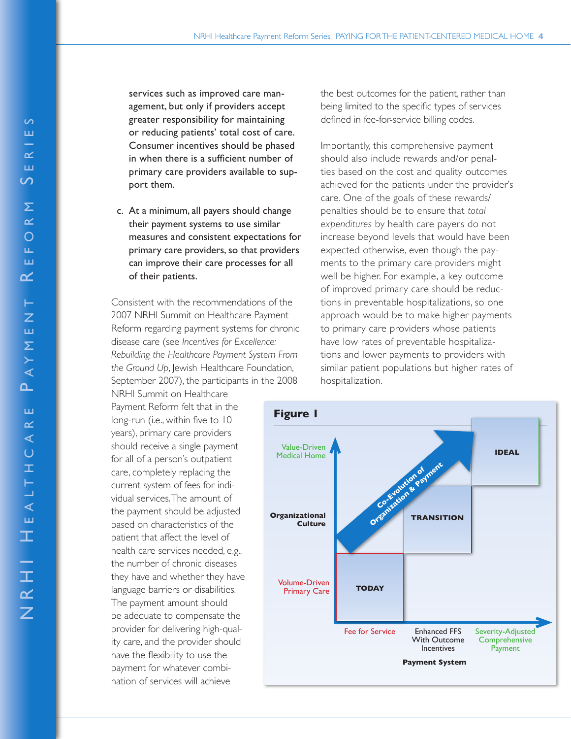services such as improved care management, but only if providers accept greater responsibility for maintaining or reducing patients' total cost of care. Consumer incentives should be phased in when there is a sufficient number of primary care providers available to support them.

c. At a minimum, all payers should change their payment systems to use similar measures and consistent expectations for primary care providers, so that providers can improve their care processes for all of their patients.

Consistent with the recommendations of the 2007 NRHI Summit on Healthcare Payment Reform regarding payment systems for chronic disease care (see *Incentives for Excellence: Rebuilding the Healthcare Payment System From the Ground Up*, Jewish Healthcare Foundation, September 2007), the participants in the 2008 NRHI Summit on Healthcare Payment Reform felt that in the long-run (i.e., within five to 10 years), primary care providers should receive a single payment for all of a person's outpatient care, completely replacing the current system of fees for individual services. The amount of the payment should be adjusted based on characteristics of the patient that affect the level of health care services needed, e.g., the number of chronic diseases they have and whether they have language barriers or disabilities. The payment amount should be adequate to compensate the provider for delivering high-quality care, and the provider should have the flexibility to use the payment for whatever combination of services will achieve the best outcomes for the patient, rather than being limited to the specific types of services defined in fee-for-service billing codes.

Importantly, this comprehensive payment should also include rewards and/or penalties based on the cost and quality outcomes achieved for the patients under the provider's care. One of the goals of these rewards/penalties should be to ensure that *total expenditures* by health care payers do not increase beyond levels that would have been expected otherwise, even though the payments to the primary care providers might well be higher. For example, a key outcome of improved primary care should be reductions in preventable hospitalizations, so one approach would be to make higher payments to primary care providers whose patients have low rates of preventable hospitalizations and lower payments to providers with similar patient populations but higher rates of hospitalization.

**Figure 1**

- Vertical axis (Organizational Culture): Volume-Driven Primary Care → Value-Driven Medical Home
- Horizontal axis (Payment System): Fee for Service → Enhanced FFS With Outcome Incentives → Severity-Adjusted Comprehensive Payment
- Stages: TODAY → TRANSITION → IDEAL
- Arrow: Co-Evolution of Organization & Payment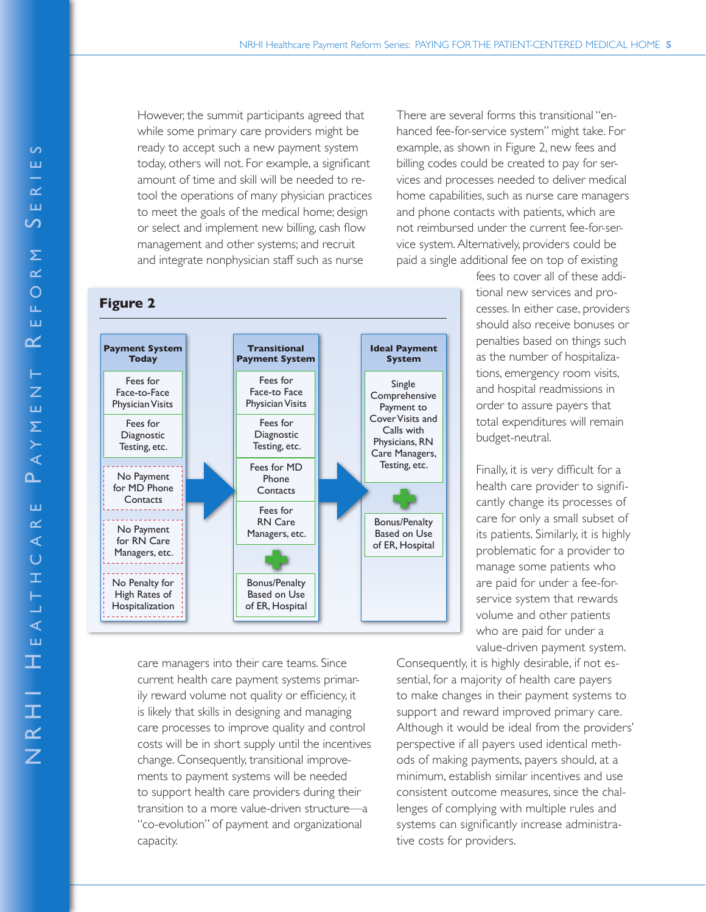However, the summit participants agreed that while some primary care providers might be ready to accept such a new payment system today, others will not. For example, a significant amount of time and skill will be needed to retool the operations of many physician practices to meet the goals of the medical home; design or select and implement new billing, cash flow management and other systems; and recruit and integrate nonphysician staff such as nurse care managers into their care teams. Since current health care payment systems primarily reward volume not quality or efficiency, it is likely that skills in designing and managing care processes to improve quality and control costs will be in short supply until the incentives change. Consequently, transitional improvements to payment systems will be needed to support health care providers during their transition to a more value-driven structure—a "co-evolution" of payment and organizational capacity.

**Figure 2**

| Payment System Today | Transitional Payment System | Ideal Payment System |
|---|---|---|
| Fees for Face-to-Face Physician Visits | Fees for Face-to Face Physician Visits | Single Comprehensive Payment to Cover Visits and Calls with Physicians, RN Care Managers, Testing, etc. |
| Fees for Diagnostic Testing, etc. | Fees for Diagnostic Testing, etc. | + |
| No Payment for MD Phone Contacts | Fees for MD Phone Contacts | Bonus/Penalty Based on Use of ER, Hospital |
| No Payment for RN Care Managers, etc. | Fees for RN Care Managers, etc. | |
| No Penalty for High Rates of Hospitalization | + Bonus/Penalty Based on Use of ER, Hospital | |

There are several forms this transitional "enhanced fee-for-service system" might take. For example, as shown in Figure 2, new fees and billing codes could be created to pay for services and processes needed to deliver medical home capabilities, such as nurse care managers and phone contacts with patients, which are not reimbursed under the current fee-for-service system. Alternatively, providers could be paid a single additional fee on top of existing fees to cover all of these additional new services and processes. In either case, providers should also receive bonuses or penalties based on things such as the number of hospitalizations, emergency room visits, and hospital readmissions in order to assure payers that total expenditures will remain budget-neutral.

Finally, it is very difficult for a health care provider to significantly change its processes of care for only a small subset of its patients. Similarly, it is highly problematic for a provider to manage some patients who are paid for under a fee-for-service system that rewards volume and other patients who are paid for under a value-driven payment system. Consequently, it is highly desirable, if not essential, for a majority of health care payers to make changes in their payment systems to support and reward improved primary care. Although it would be ideal from the providers' perspective if all payers used identical methods of making payments, payers should, at a minimum, establish similar incentives and use consistent outcome measures, since the challenges of complying with multiple rules and systems can significantly increase administrative costs for providers.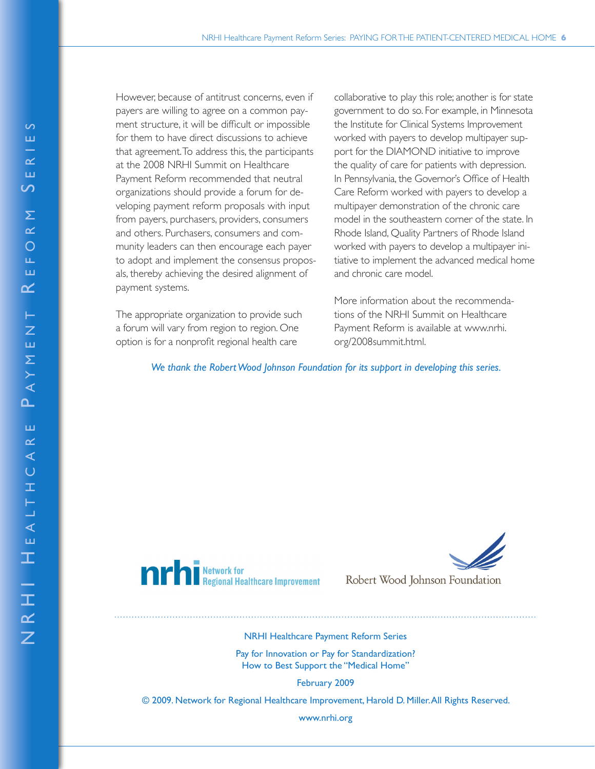However, because of antitrust concerns, even if payers are willing to agree on a common payment structure, it will be difficult or impossible for them to have direct discussions to achieve that agreement. To address this, the participants at the 2008 NRHI Summit on Healthcare Payment Reform recommended that neutral organizations should provide a forum for developing payment reform proposals with input from payers, purchasers, providers, consumers and others. Purchasers, consumers and community leaders can then encourage each payer to adopt and implement the consensus proposals, thereby achieving the desired alignment of payment systems.

The appropriate organization to provide such a forum will vary from region to region. One option is for a nonprofit regional health care collaborative to play this role; another is for state government to do so. For example, in Minnesota the Institute for Clinical Systems Improvement worked with payers to develop multipayer support for the DIAMOND initiative to improve the quality of care for patients with depression. In Pennsylvania, the Governor's Office of Health Care Reform worked with payers to develop a multipayer demonstration of the chronic care model in the southeastern corner of the state. In Rhode Island, Quality Partners of Rhode Island worked with payers to develop a multipayer initiative to implement the advanced medical home and chronic care model.

More information about the recommendations of the NRHI Summit on Healthcare Payment Reform is available at www.nrhi.org/2008summit.html.

*We thank the Robert Wood Johnson Foundation for its support in developing this series.*

nrhi Network for Regional Healthcare Improvement

Robert Wood Johnson Foundation

NRHI Healthcare Payment Reform Series

Pay for Innovation or Pay for Standardization?
How to Best Support the "Medical Home"

February 2009

© 2009. Network for Regional Healthcare Improvement, Harold D. Miller. All Rights Reserved.

www.nrhi.org